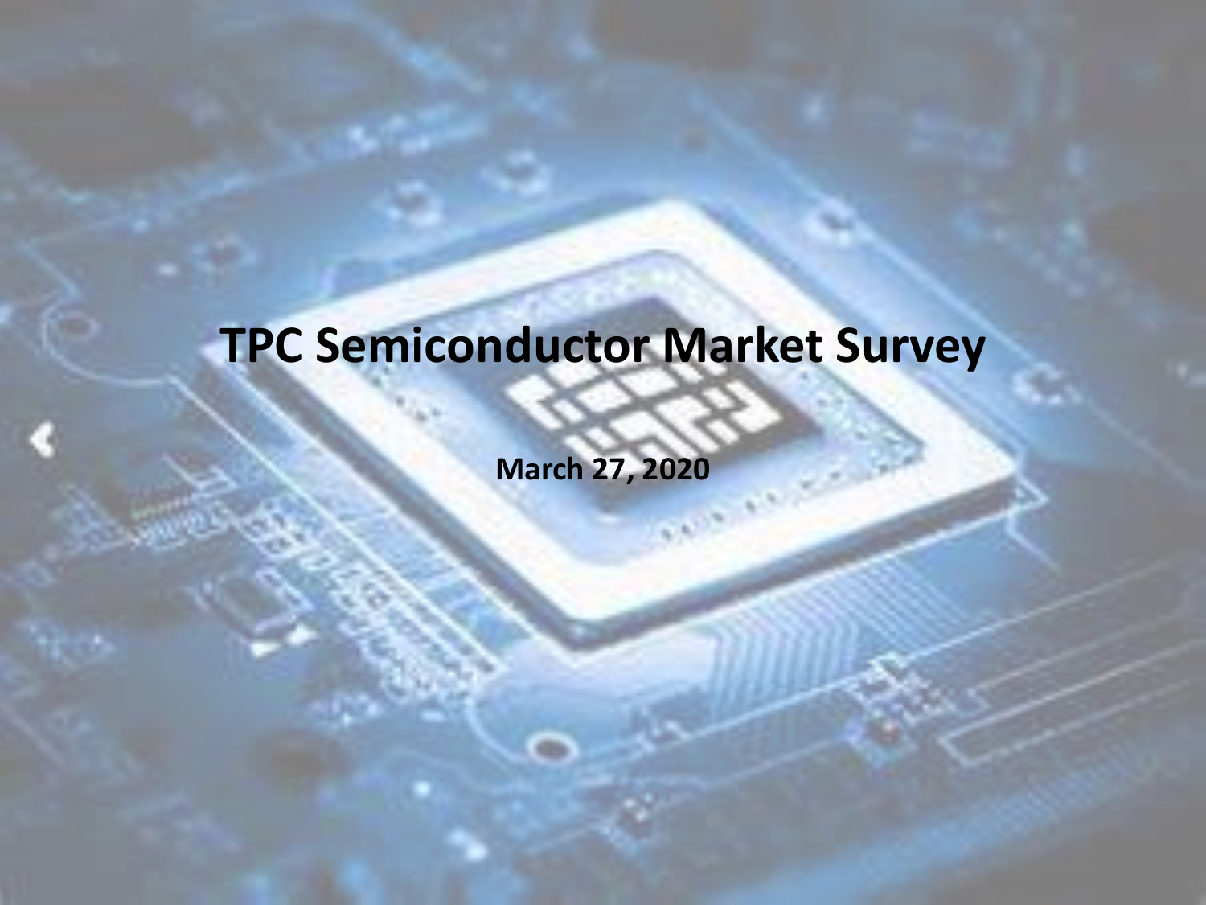# TPC Semiconductor Market Survey

**March 27, 2020**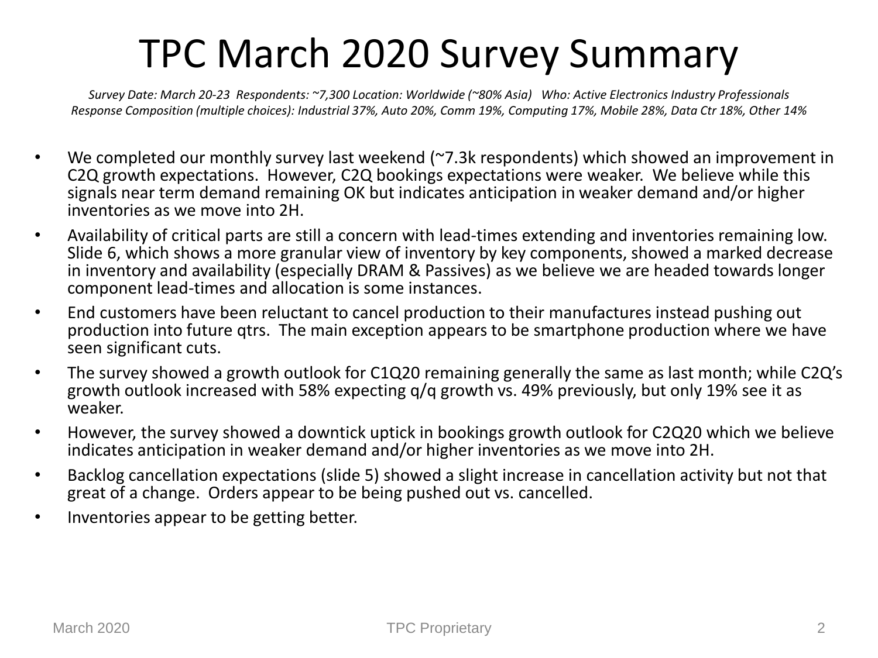# TPC March 2020 Survey Summary

*Survey Date: March 20-23 Respondents: ~7,300 Location: Worldwide (~80% Asia) Who: Active Electronics Industry Professionals*
*Response Composition (multiple choices): Industrial 37%, Auto 20%, Comm 19%, Computing 17%, Mobile 28%, Data Ctr 18%, Other 14%*

- We completed our monthly survey last weekend (~7.3k respondents) which showed an improvement in C2Q growth expectations. However, C2Q bookings expectations were weaker. We believe while this signals near term demand remaining OK but indicates anticipation in weaker demand and/or higher inventories as we move into 2H.
- Availability of critical parts are still a concern with lead-times extending and inventories remaining low. Slide 6, which shows a more granular view of inventory by key components, showed a marked decrease in inventory and availability (especially DRAM & Passives) as we believe we are headed towards longer component lead-times and allocation is some instances.
- End customers have been reluctant to cancel production to their manufactures instead pushing out production into future qtrs. The main exception appears to be smartphone production where we have seen significant cuts.
- The survey showed a growth outlook for C1Q20 remaining generally the same as last month; while C2Q's growth outlook increased with 58% expecting q/q growth vs. 49% previously, but only 19% see it as weaker.
- However, the survey showed a downtick uptick in bookings growth outlook for C2Q20 which we believe indicates anticipation in weaker demand and/or higher inventories as we move into 2H.
- Backlog cancellation expectations (slide 5) showed a slight increase in cancellation activity but not that great of a change. Orders appear to be being pushed out vs. cancelled.
- Inventories appear to be getting better.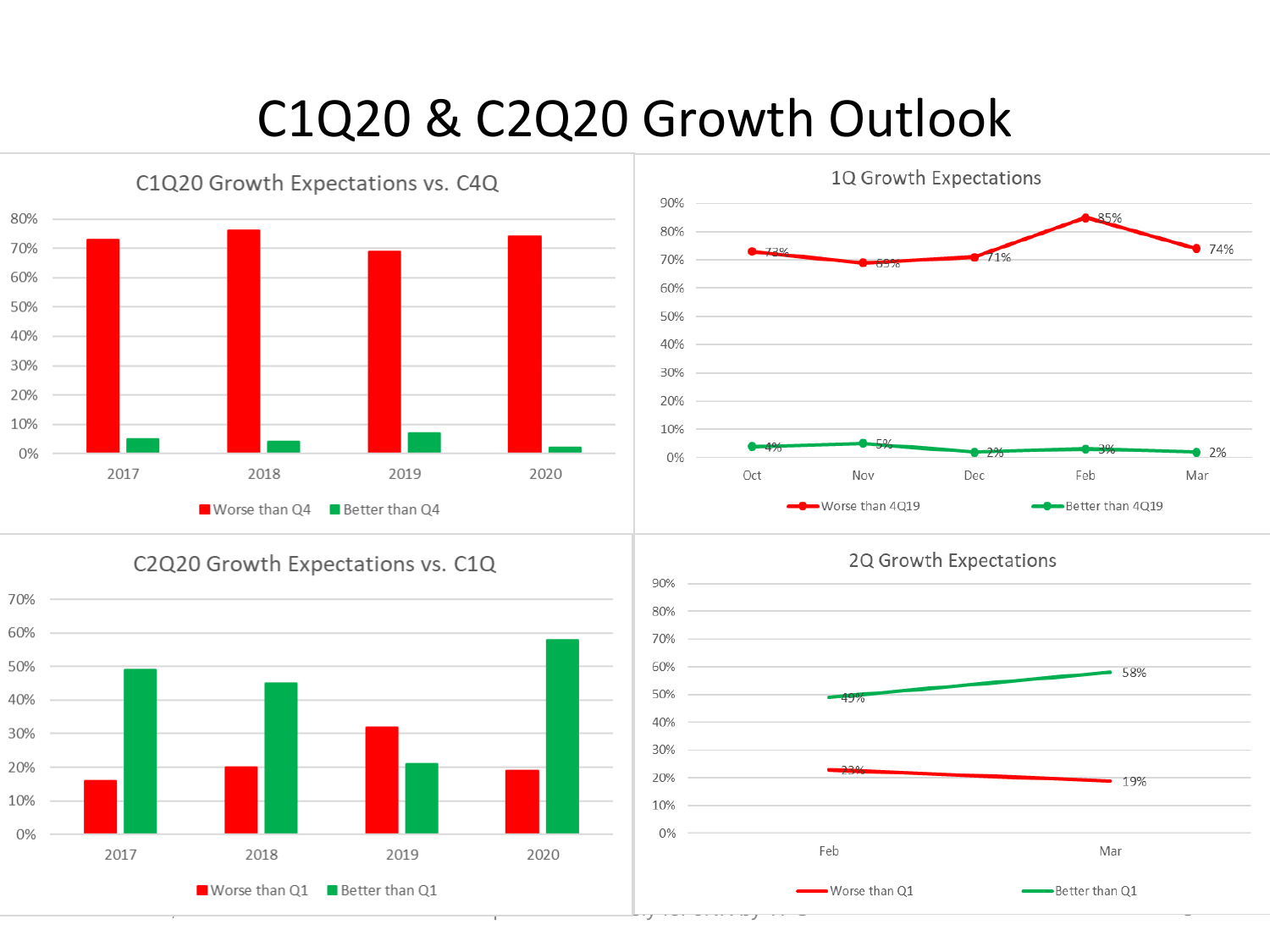# C1Q20 & C2Q20 Growth Outlook

## C1Q20 Growth Expectations vs. C4Q

| | Worse than Q4 | Better than Q4 |
|---|---|---|
| 2017 | 73% | 5% |
| 2018 | 76% | 4% |
| 2019 | 69% | 7% |
| 2020 | 74% | 2% |

## 1Q Growth Expectations

| | Oct | Nov | Dec | Feb | Mar |
|---|---|---|---|---|---|
| Worse than 4Q19 | 73% | 69% | 71% | 85% | 74% |
| Better than 4Q19 | 4% | 5% | 2% | 3% | 2% |

## C2Q20 Growth Expectations vs. C1Q

| | Worse than Q1 | Better than Q1 |
|---|---|---|
| 2017 | 16% | 49% |
| 2018 | 20% | 45% |
| 2019 | 32% | 21% |
| 2020 | 19% | 58% |

## 2Q Growth Expectations

| | Feb | Mar |
|---|---|---|
| Worse than Q1 | 23% | 19% |
| Better than Q1 | 49% | 58% |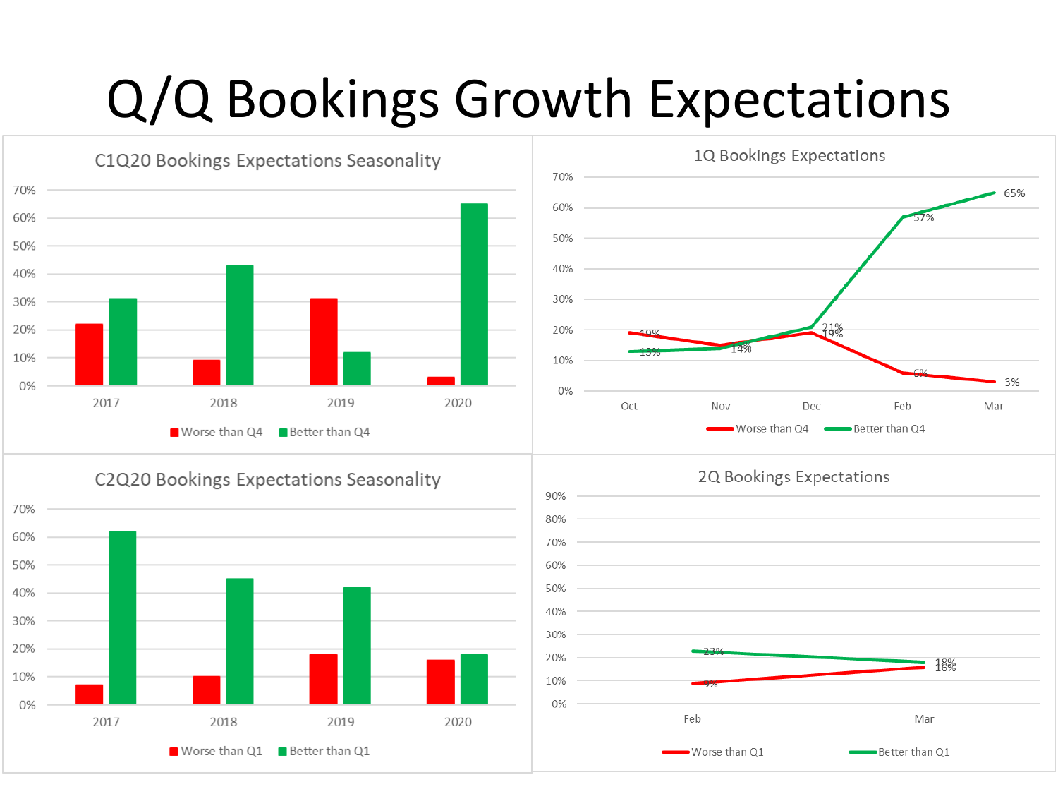# Q/Q Bookings Growth Expectations

## C1Q20 Bookings Expectations Seasonality

| | Worse than Q4 | Better than Q4 |
|---|---|---|
| 2017 | 22% | 31% |
| 2018 | 9% | 43% |
| 2019 | 31% | 12% |
| 2020 | 3% | 65% |

## 1Q Bookings Expectations

| | Worse than Q4 | Better than Q4 |
|---|---|---|
| Oct | 19% | 13% |
| Nov | 15% | 14% |
| Dec | 19% | 21% |
| Feb | 6% | 57% |
| Mar | 3% | 65% |

## C2Q20 Bookings Expectations Seasonality

| | Worse than Q1 | Better than Q1 |
|---|---|---|
| 2017 | 7% | 62% |
| 2018 | 10% | 45% |
| 2019 | 18% | 42% |
| 2020 | 16% | 18% |

## 2Q Bookings Expectations

| | Worse than Q1 | Better than Q1 |
|---|---|---|
| Feb | 9% | 23% |
| Mar | 16% | 18% |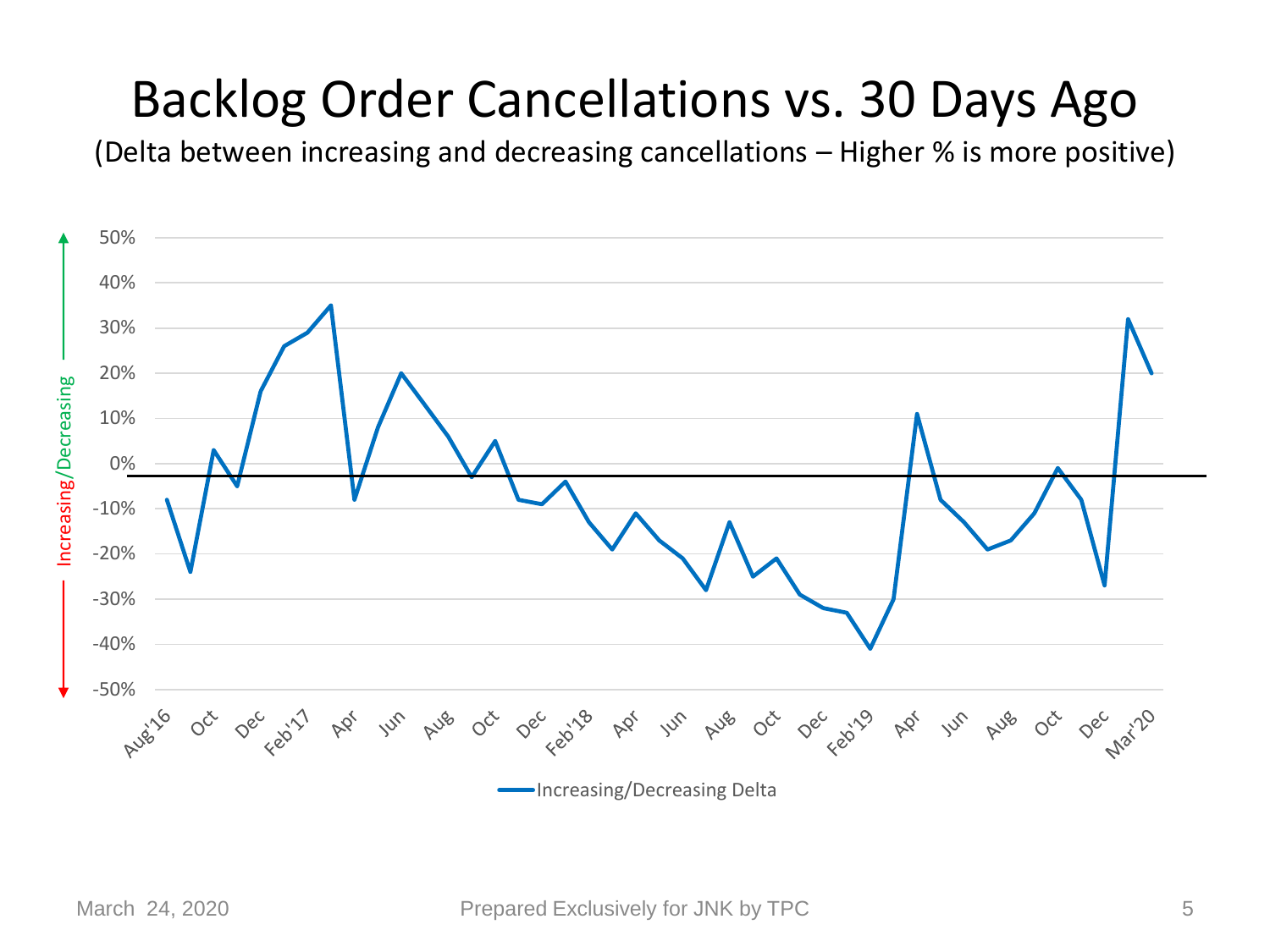# Backlog Order Cancellations vs. 30 Days Ago

(Delta between increasing and decreasing cancellations – Higher % is more positive)

Increasing/Decreasing

50%
40%
30%
20%
10%
0%
-10%
-20%
-30%
-40%
-50%

Aug'16, Oct, Dec, Feb'17, Apr, Jun, Aug, Oct, Dec, Feb'18, Apr, Jun, Aug, Oct, Dec, Feb'19, Apr, Jun, Aug, Oct, Dec, Mar'20

Increasing/Decreasing Delta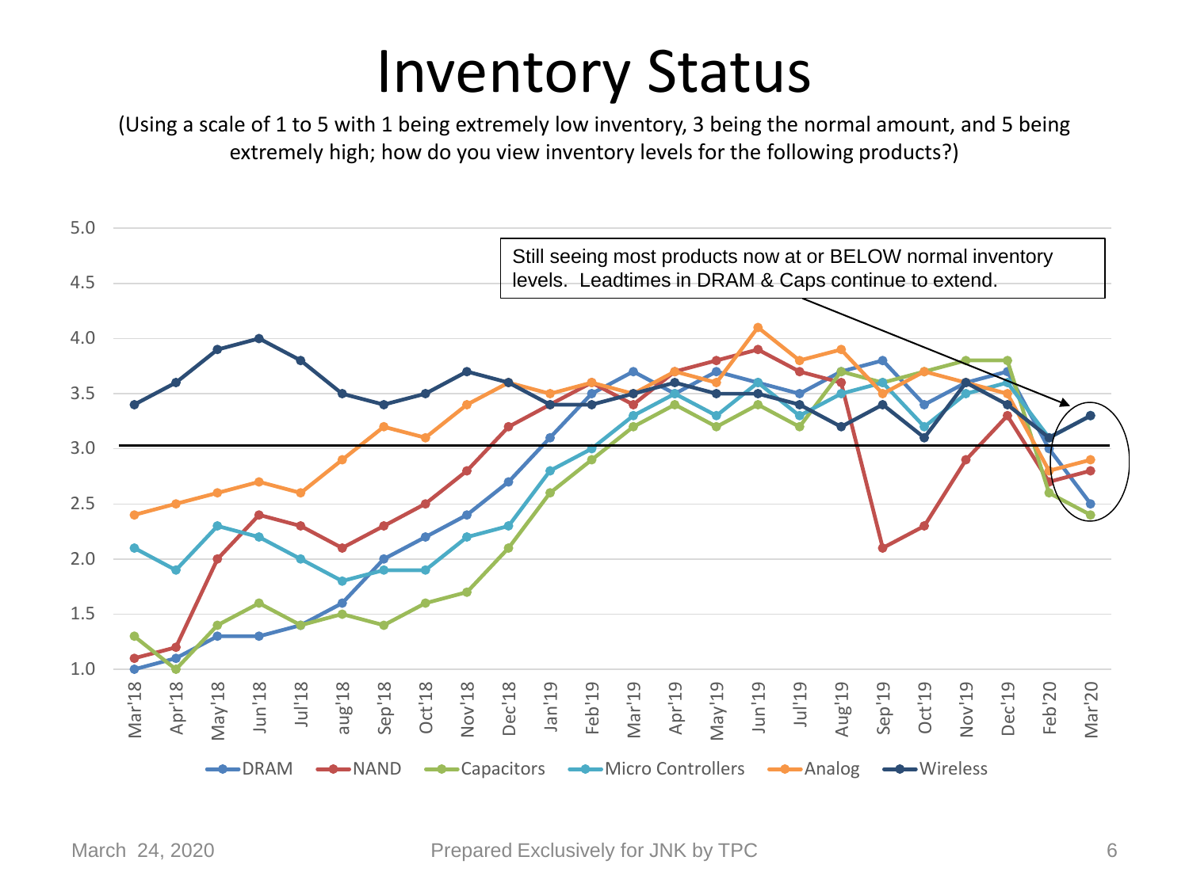# Inventory Status

(Using a scale of 1 to 5 with 1 being extremely low inventory, 3 being the normal amount, and 5 being extremely high; how do you view inventory levels for the following products?)

Still seeing most products now at or BELOW normal inventory levels. Leadtimes in DRAM & Caps continue to extend.

| Month | DRAM | NAND | Capacitors | Micro Controllers | Analog | Wireless |
|---|---|---|---|---|---|---|
| Mar'18 | 1.0 | 1.1 | 1.3 | 2.1 | 2.4 | 3.4 |
| Apr'18 | 1.1 | 1.2 | 1.0 | 1.9 | 2.5 | 3.6 |
| May'18 | 1.3 | 2.0 | 1.4 | 2.3 | 2.6 | 3.9 |
| Jun'18 | 1.3 | 2.4 | 1.6 | 2.2 | 2.7 | 4.0 |
| Jul'18 | 1.4 | 2.3 | 1.4 | 2.0 | 2.6 | 3.8 |
| aug'18 | 1.6 | 2.1 | 1.5 | 1.8 | 2.9 | 3.5 |
| Sep'18 | 2.0 | 2.3 | 1.4 | 1.9 | 3.2 | 3.4 |
| Oct'18 | 2.2 | 2.5 | 1.6 | 1.9 | 3.1 | 3.5 |
| Nov'18 | 2.4 | 2.8 | 1.7 | 2.2 | 3.4 | 3.7 |
| Dec'18 | 2.7 | 3.2 | 2.1 | 2.3 | 3.6 | 3.6 |
| Jan'19 | 3.1 | 3.4 | 2.6 | 2.8 | 3.5 | 3.4 |
| Feb'19 | 3.5 | 3.6 | 2.9 | 3.0 | 3.6 | 3.4 |
| Mar'19 | 3.7 | 3.4 | 3.2 | 3.3 | 3.5 | 3.5 |
| Apr'19 | 3.5 | 3.7 | 3.4 | 3.5 | 3.7 | 3.6 |
| May'19 | 3.7 | 3.8 | 3.2 | 3.3 | 3.6 | 3.5 |
| Jun'19 | 3.6 | 3.9 | 3.4 | 3.6 | 4.1 | 3.5 |
| Jul'19 | 3.5 | 3.7 | 3.2 | 3.3 | 3.8 | 3.4 |
| Aug'19 | 3.7 | 3.6 | 3.7 | 3.5 | 3.9 | 3.2 |
| Sep'19 | 3.8 | 2.1 | 3.6 | 3.6 | 3.5 | 3.4 |
| Oct'19 | 3.4 | 2.3 | 3.7 | 3.2 | 3.7 | 3.1 |
| Nov'19 | 3.6 | 2.9 | 3.8 | 3.5 | 3.6 | 3.6 |
| Dec'19 | 3.7 | 3.3 | 3.8 | 3.6 | 3.5 | 3.4 |
| Feb'20 | 3.0 | 2.7 | 2.6 | 3.1 | 2.8 | 3.1 |
| Mar'20 | 2.5 | 2.8 | 2.4 | | 2.9 | 3.3 |

March 24, 2020

Prepared Exclusively for JNK by TPC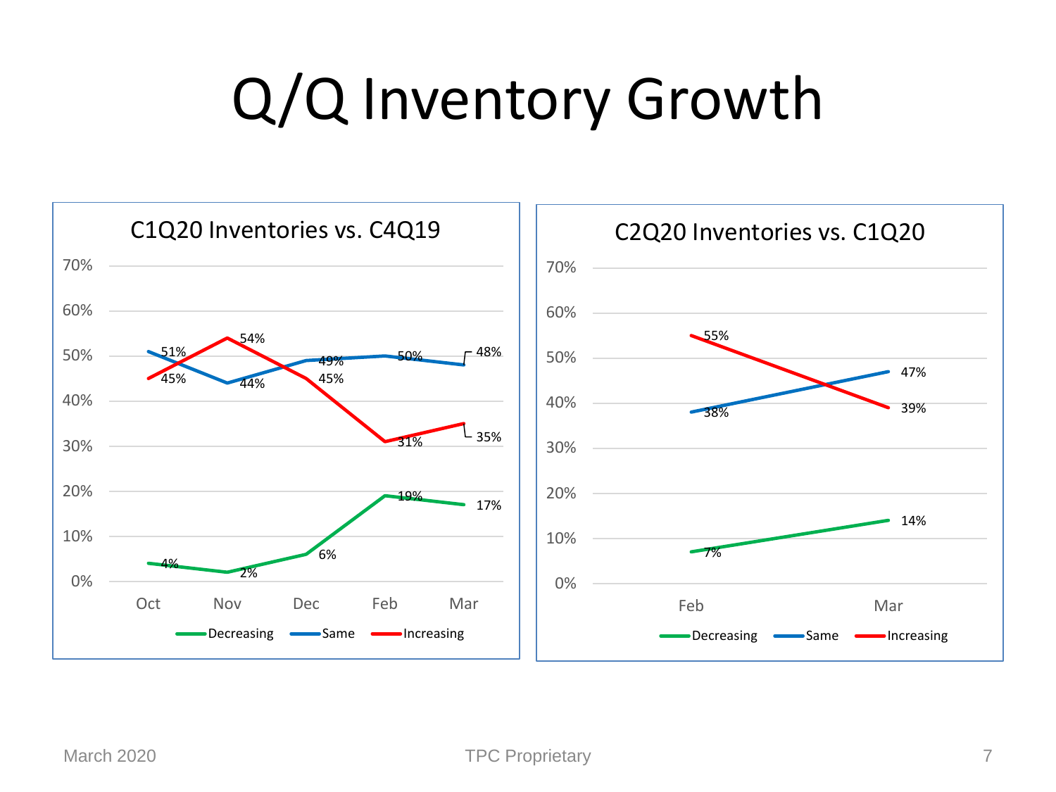# Q/Q Inventory Growth

**C1Q20 Inventories vs. C4Q19**

| | Oct | Nov | Dec | Feb | Mar |
|---|---|---|---|---|---|
| Decreasing | 4% | 2% | 6% | 19% | 17% |
| Same | 51% | 44% | 49% | 50% | 48% |
| Increasing | 45% | 54% | 45% | 31% | 35% |

**C2Q20 Inventories vs. C1Q20**

| | Feb | Mar |
|---|---|---|
| Decreasing | 7% | 14% |
| Same | 38% | 47% |
| Increasing | 55% | 39% |

March 2020 TPC Proprietary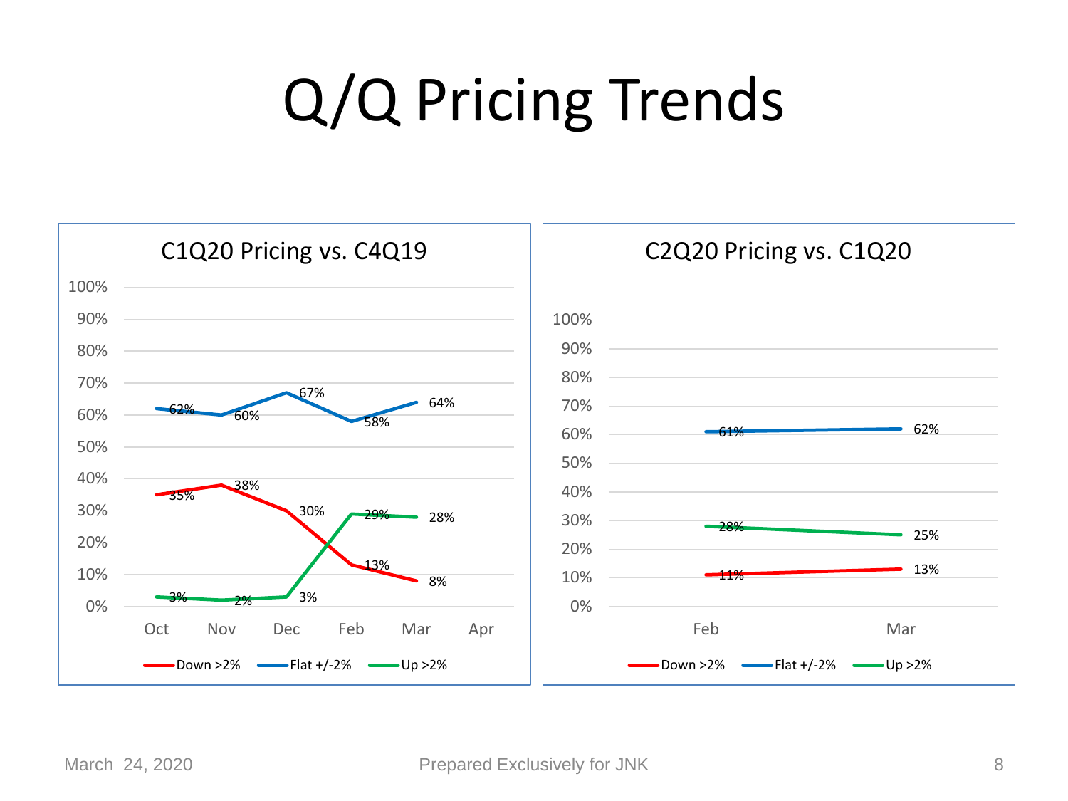# Q/Q Pricing Trends

## C1Q20 Pricing vs. C4Q19

| | Oct | Nov | Dec | Feb | Mar | Apr |
|---|---|---|---|---|---|---|
| Down >2% | 35% | 38% | 30% | 13% | 8% | |
| Flat +/-2% | 62% | 60% | 67% | 58% | 64% | |
| Up >2% | 3% | 2% | 3% | 29% | 28% | |

## C2Q20 Pricing vs. C1Q20

| | Feb | Mar |
|---|---|---|
| Down >2% | 11% | 13% |
| Flat +/-2% | 61% | 62% |
| Up >2% | 28% | 25% |

March 24, 2020

Prepared Exclusively for JNK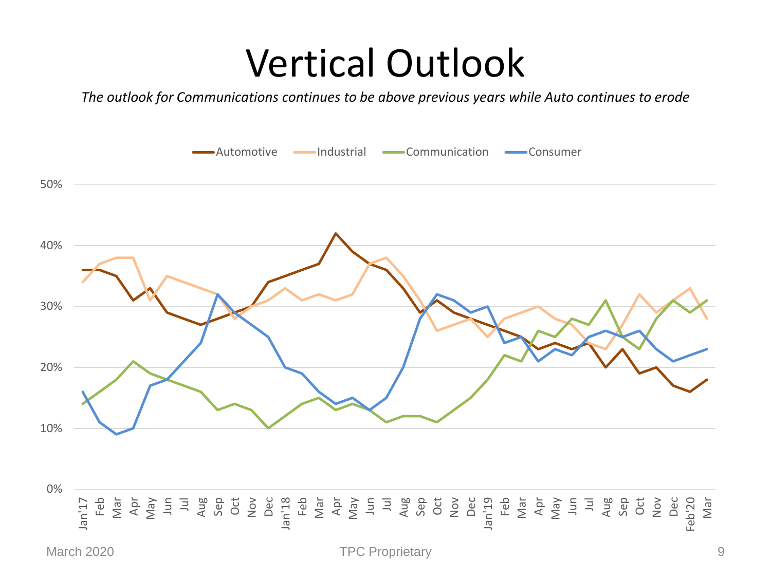# Vertical Outlook

*The outlook for Communications continues to be above previous years while Auto continues to erode*

Automotive
Industrial
Communication
Consumer

50%
40%
30%
20%
10%
0%

Jan'17 Feb Mar Apr May Jun Jul Aug Sep Oct Nov Dec Jan'18 Feb Mar Apr May Jun Jul Aug Sep Oct Nov Dec Jan'19 Feb Mar Apr May Jun Jul Aug Sep Oct Nov Dec Feb'20 Mar

March 2020

TPC Proprietary